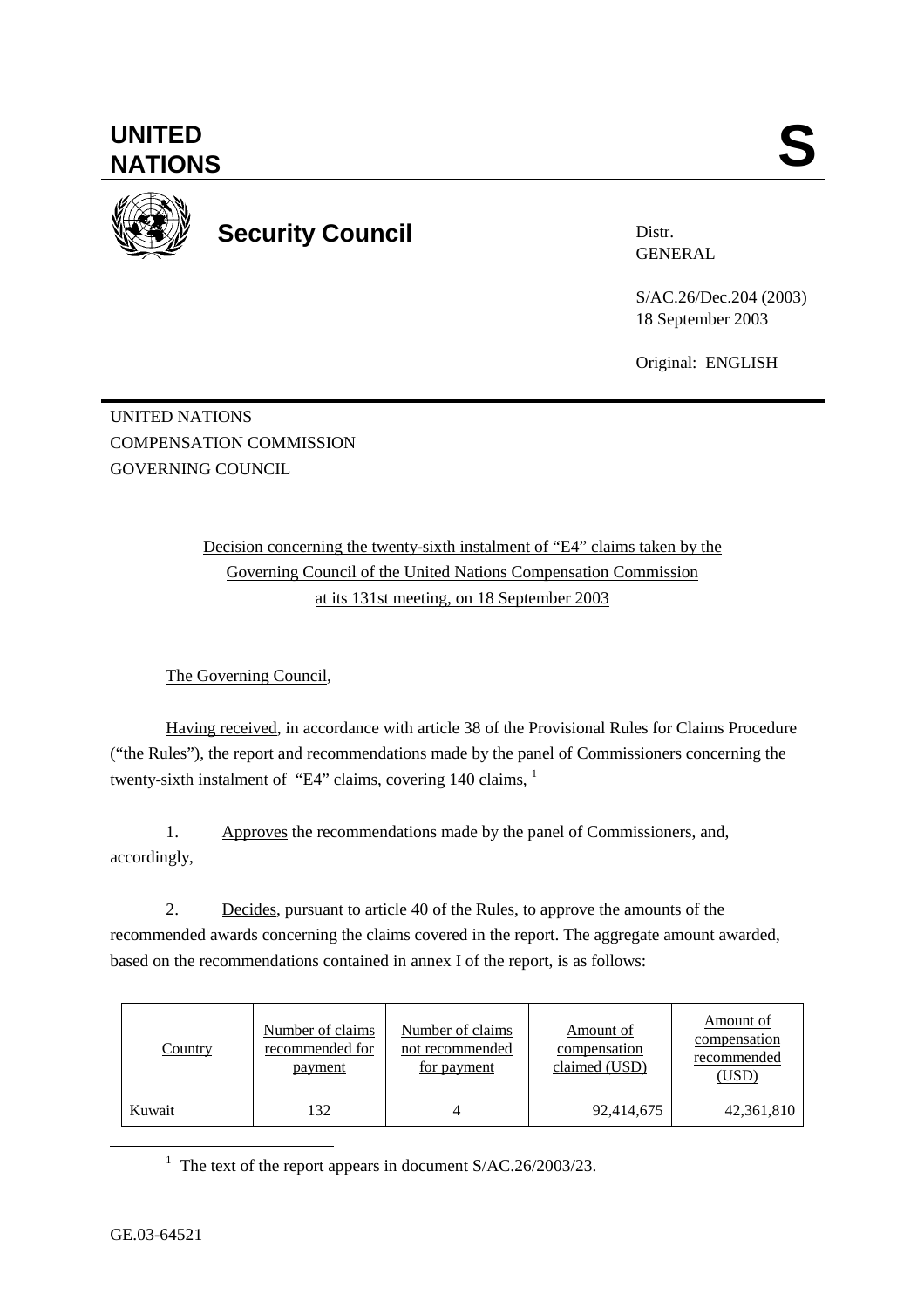# UNITED NATIONS

# S

## Security Council

Distr.
GENERAL

S/AC.26/Dec.204 (2003)
18 September 2003

Original: ENGLISH

UNITED NATIONS
COMPENSATION COMMISSION
GOVERNING COUNCIL

Decision concerning the twenty-sixth instalment of "E4" claims taken by the Governing Council of the United Nations Compensation Commission at its 131st meeting, on 18 September 2003

The Governing Council,

Having received, in accordance with article 38 of the Provisional Rules for Claims Procedure ("the Rules"), the report and recommendations made by the panel of Commissioners concerning the twenty-sixth instalment of "E4" claims, covering 140 claims, [1]

1. Approves the recommendations made by the panel of Commissioners, and, accordingly,

2. Decides, pursuant to article 40 of the Rules, to approve the amounts of the recommended awards concerning the claims covered in the report. The aggregate amount awarded, based on the recommendations contained in annex I of the report, is as follows:

| Country | Number of claims recommended for payment | Number of claims not recommended for payment | Amount of compensation claimed (USD) | Amount of compensation recommended (USD) |
|---|---|---|---|---|
| Kuwait | 132 | 4 | 92,414,675 | 42,361,810 |

[1] The text of the report appears in document S/AC.26/2003/23.

GE.03-64521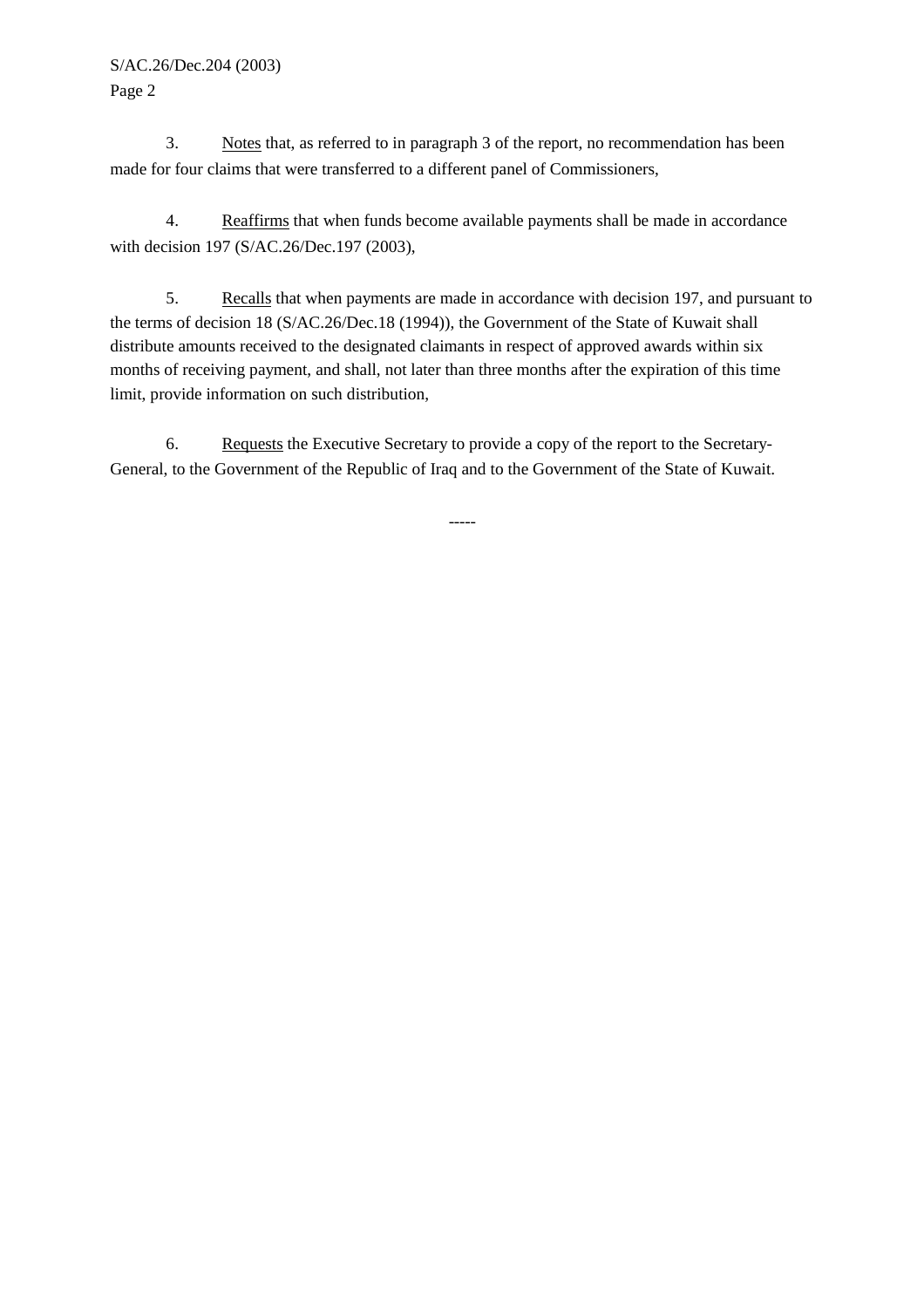3. Notes that, as referred to in paragraph 3 of the report, no recommendation has been made for four claims that were transferred to a different panel of Commissioners,

4. Reaffirms that when funds become available payments shall be made in accordance with decision 197 (S/AC.26/Dec.197 (2003),

5. Recalls that when payments are made in accordance with decision 197, and pursuant to the terms of decision 18 (S/AC.26/Dec.18 (1994)), the Government of the State of Kuwait shall distribute amounts received to the designated claimants in respect of approved awards within six months of receiving payment, and shall, not later than three months after the expiration of this time limit, provide information on such distribution,

6. Requests the Executive Secretary to provide a copy of the report to the Secretary-General, to the Government of the Republic of Iraq and to the Government of the State of Kuwait.

-----